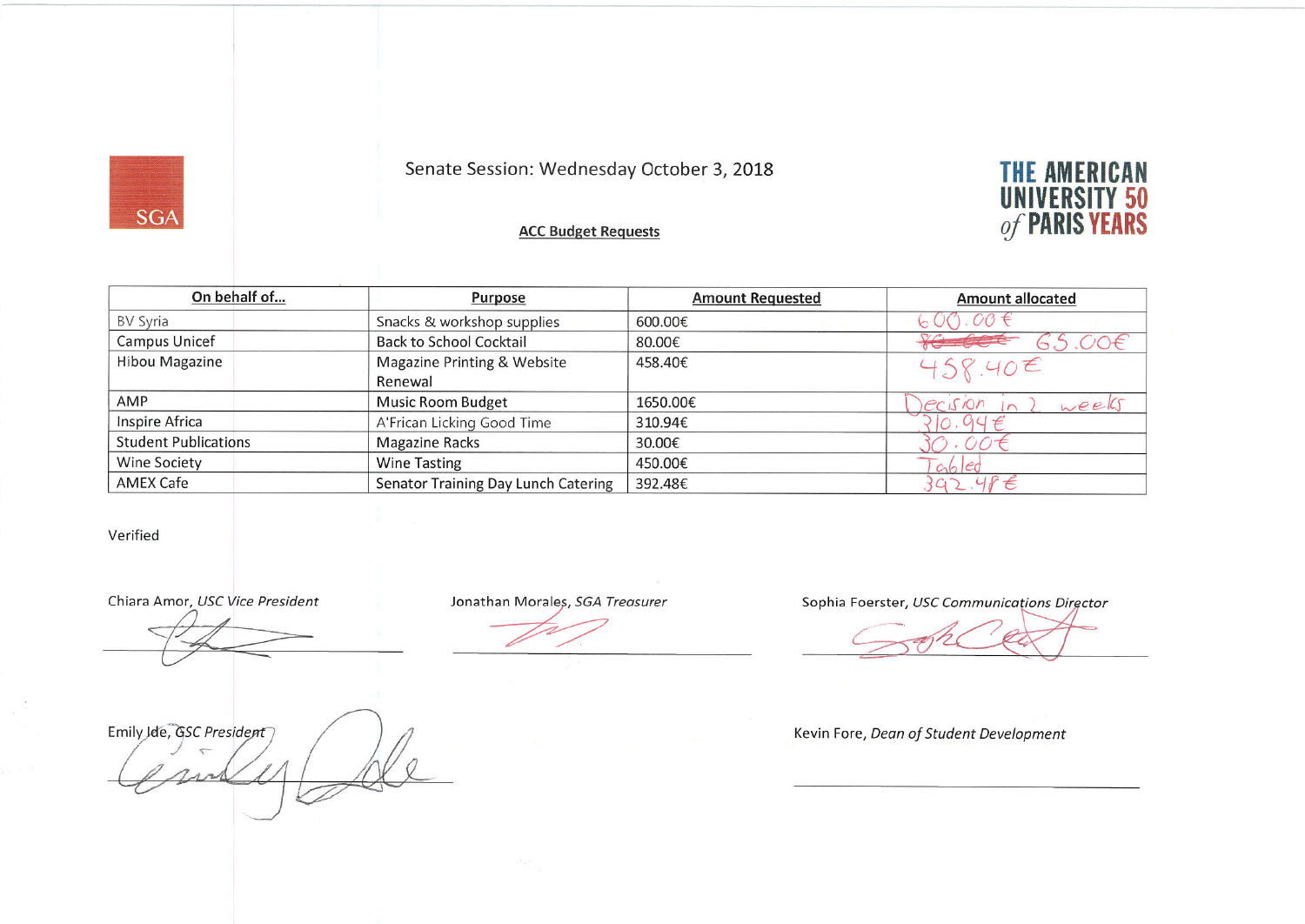Senate Session: Wednesday October 3, 2018

THE AMERICAN UNIVERSITY 50 of PARIS YEARS

SGA

**ACC Budget Requests**

| On behalf of... | Purpose | Amount Requested | Amount allocated |
|---|---|---|---|
| BV Syria | Snacks & workshop supplies | 600.00€ | 600.00€ |
| Campus Unicef | Back to School Cocktail | 80.00€ | ~~80.00€~~ 65.00€ |
| Hibou Magazine | Magazine Printing & Website Renewal | 458.40€ | 458.40€ |
| AMP | Music Room Budget | 1650.00€ | Decision in 2 weeks |
| Inspire Africa | A'Frican Licking Good Time | 310.94€ | 310.94€ |
| Student Publications | Magazine Racks | 30.00€ | 30.00€ |
| Wine Society | Wine Tasting | 450.00€ | Tabled |
| AMEX Cafe | Senator Training Day Lunch Catering | 392.48€ | 392.48€ |

Verified

Chiara Amor, *USC Vice President*

Jonathan Morales, *SGA Treasurer*

Sophia Foerster, *USC Communications Director*

Emily Ide, *GSC President*

Kevin Fore, *Dean of Student Development*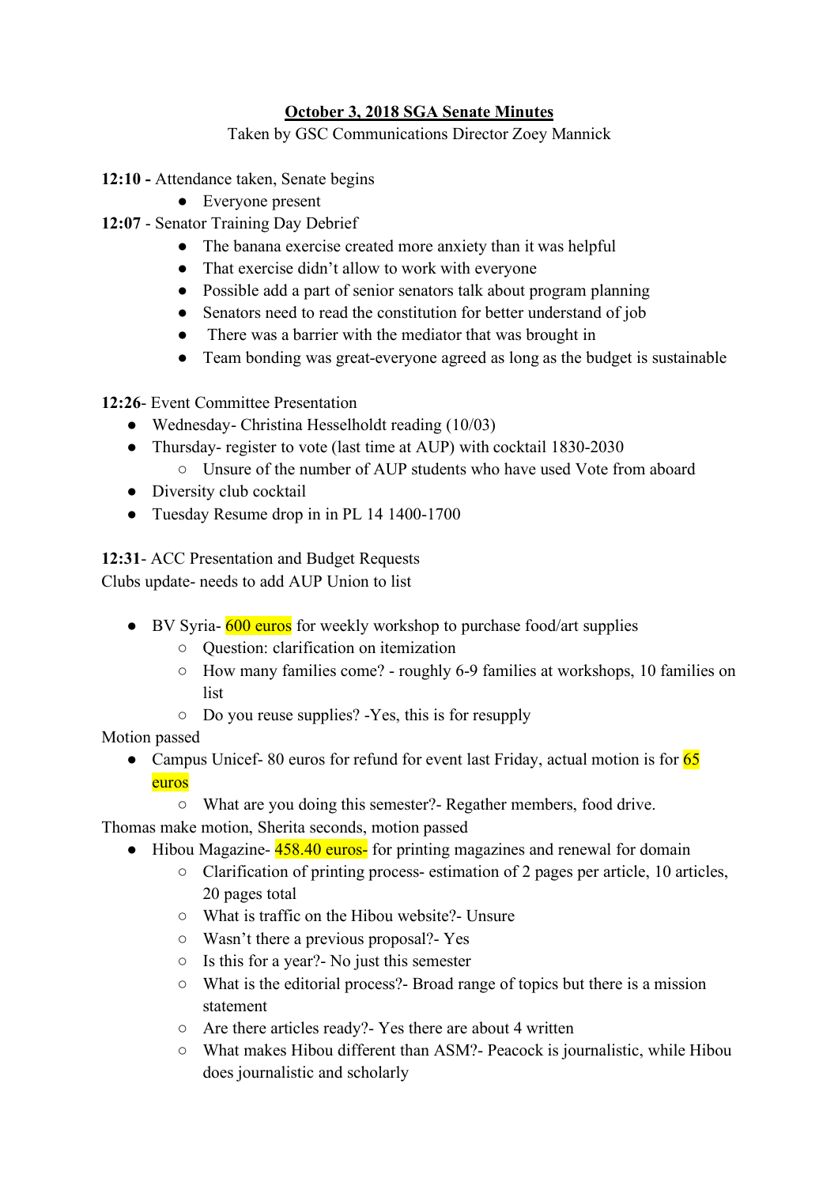**October 3, 2018 SGA Senate Minutes**

Taken by GSC Communications Director Zoey Mannick

**12:10 -** Attendance taken, Senate begins

- Everyone present

**12:07** - Senator Training Day Debrief

- The banana exercise created more anxiety than it was helpful
- That exercise didn't allow to work with everyone
- Possible add a part of senior senators talk about program planning
- Senators need to read the constitution for better understand of job
- There was a barrier with the mediator that was brought in
- Team bonding was great-everyone agreed as long as the budget is sustainable

**12:26**- Event Committee Presentation

- Wednesday- Christina Hesselholdt reading (10/03)
- Thursday- register to vote (last time at AUP) with cocktail 1830-2030
  - Unsure of the number of AUP students who have used Vote from aboard
- Diversity club cocktail
- Tuesday Resume drop in in PL 14 1400-1700

**12:31**- ACC Presentation and Budget Requests

Clubs update- needs to add AUP Union to list

- BV Syria- 600 euros for weekly workshop to purchase food/art supplies
  - Question: clarification on itemization
  - How many families come? - roughly 6-9 families at workshops, 10 families on list
  - Do you reuse supplies? -Yes, this is for resupply

Motion passed

- Campus Unicef- 80 euros for refund for event last Friday, actual motion is for 65 euros
  - What are you doing this semester?- Regather members, food drive.

Thomas make motion, Sherita seconds, motion passed

- Hibou Magazine- 458.40 euros- for printing magazines and renewal for domain
  - Clarification of printing process- estimation of 2 pages per article, 10 articles, 20 pages total
  - What is traffic on the Hibou website?- Unsure
  - Wasn't there a previous proposal?- Yes
  - Is this for a year?- No just this semester
  - What is the editorial process?- Broad range of topics but there is a mission statement
  - Are there articles ready?- Yes there are about 4 written
  - What makes Hibou different than ASM?- Peacock is journalistic, while Hibou does journalistic and scholarly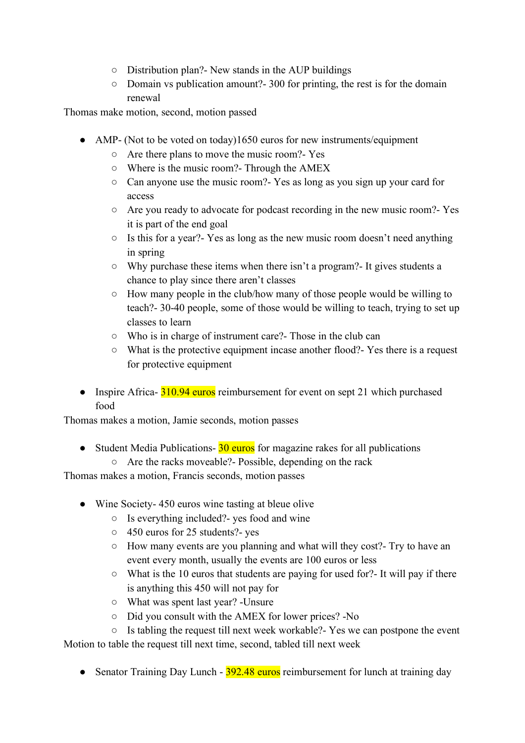- Distribution plan?- New stands in the AUP buildings
    - Domain vs publication amount?- 300 for printing, the rest is for the domain renewal

Thomas make motion, second, motion passed

- AMP- (Not to be voted on today)1650 euros for new instruments/equipment
    - Are there plans to move the music room?- Yes
    - Where is the music room?- Through the AMEX
    - Can anyone use the music room?- Yes as long as you sign up your card for access
    - Are you ready to advocate for podcast recording in the new music room?- Yes it is part of the end goal
    - Is this for a year?- Yes as long as the new music room doesn't need anything in spring
    - Why purchase these items when there isn't a program?- It gives students a chance to play since there aren't classes
    - How many people in the club/how many of those people would be willing to teach?- 30-40 people, some of those would be willing to teach, trying to set up classes to learn
    - Who is in charge of instrument care?- Those in the club can
    - What is the protective equipment incase another flood?- Yes there is a request for protective equipment

- Inspire Africa- 310.94 euros reimbursement for event on sept 21 which purchased food

Thomas makes a motion, Jamie seconds, motion passes

- Student Media Publications- 30 euros for magazine rakes for all publications
    - Are the racks moveable?- Possible, depending on the rack

Thomas makes a motion, Francis seconds, motion passes

- Wine Society- 450 euros wine tasting at bleue olive
    - Is everything included?- yes food and wine
    - 450 euros for 25 students?- yes
    - How many events are you planning and what will they cost?- Try to have an event every month, usually the events are 100 euros or less
    - What is the 10 euros that students are paying for used for?- It will pay if there is anything this 450 will not pay for
    - What was spent last year? -Unsure
    - Did you consult with the AMEX for lower prices? -No
    - Is tabling the request till next week workable?- Yes we can postpone the event

Motion to table the request till next time, second, tabled till next week

- Senator Training Day Lunch - 392.48 euros reimbursement for lunch at training day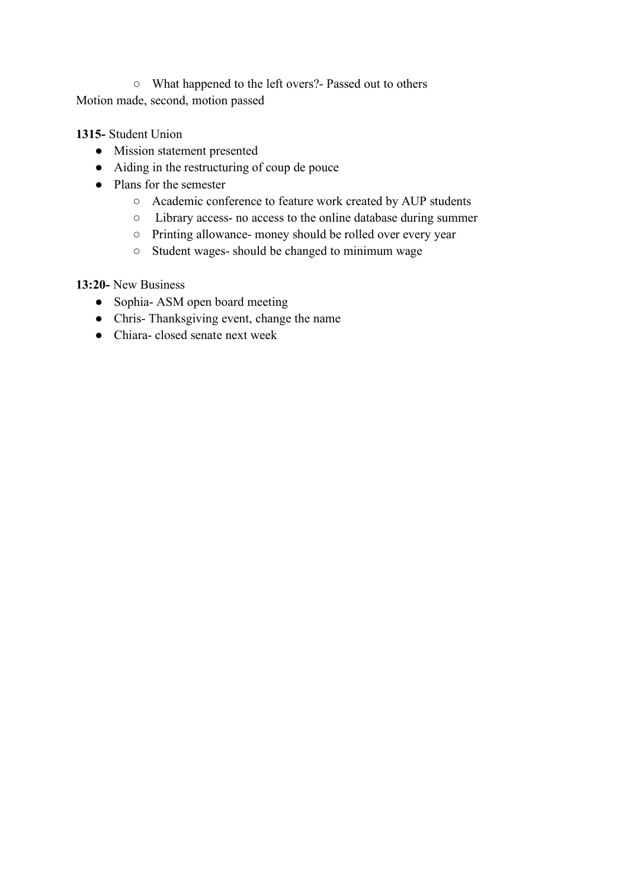- What happened to the left overs?- Passed out to others

Motion made, second, motion passed

**1315-** Student Union

- Mission statement presented
- Aiding in the restructuring of coup de pouce
- Plans for the semester
  - Academic conference to feature work created by AUP students
  - Library access- no access to the online database during summer
  - Printing allowance- money should be rolled over every year
  - Student wages- should be changed to minimum wage

**13:20-** New Business

- Sophia- ASM open board meeting
- Chris- Thanksgiving event, change the name
- Chiara- closed senate next week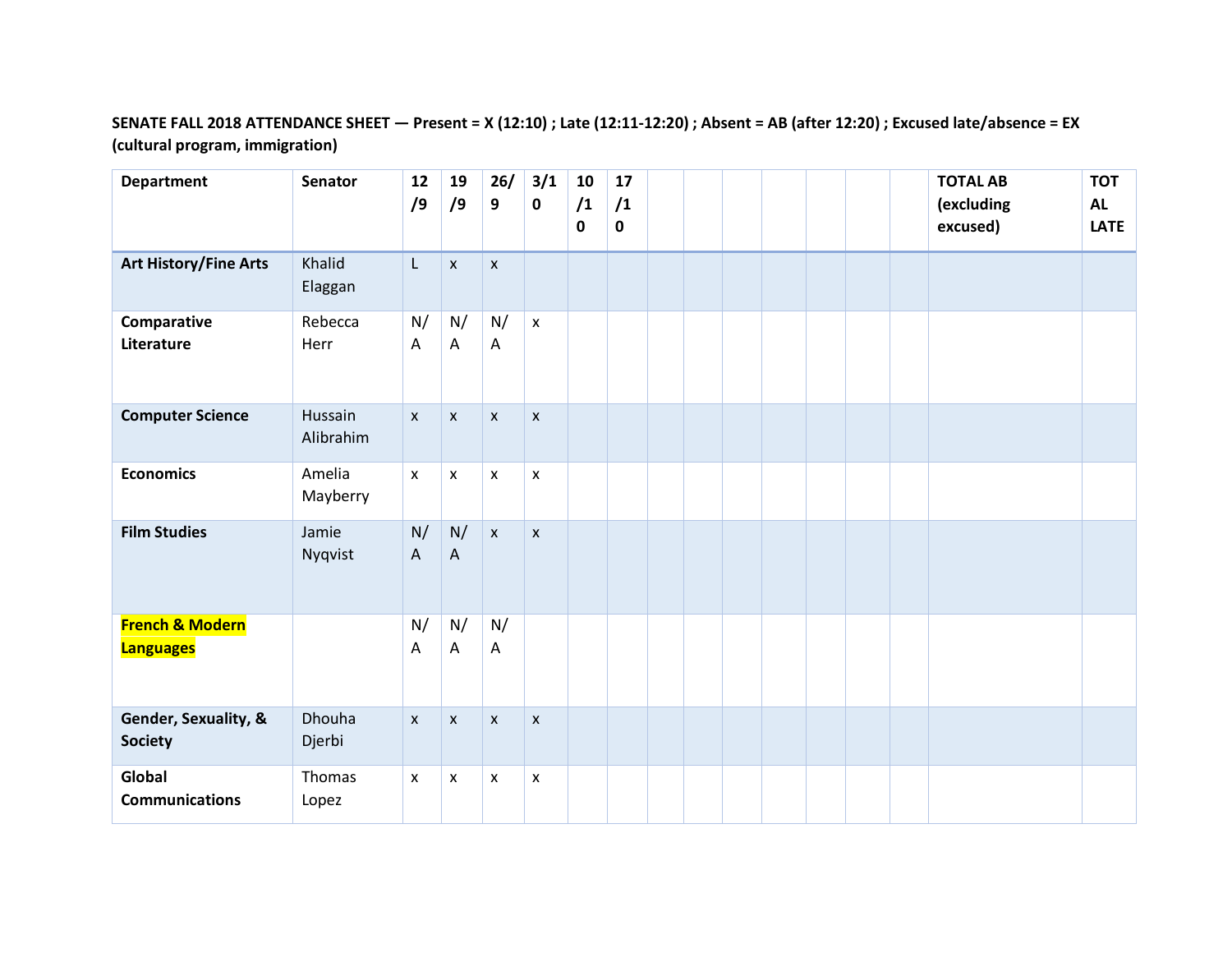**SENATE FALL 2018 ATTENDANCE SHEET — Present = X (12:10) ; Late (12:11-12:20) ; Absent = AB (after 12:20) ; Excused late/absence = EX (cultural program, immigration)**

| Department | Senator | 12/9 | 19/9 | 26/9 | 3/10 | 10/10 | 17/10 | | | | | | | TOTAL AB (excluding excused) | TOTAL LATE |
|---|---|---|---|---|---|---|---|---|---|---|---|---|---|---|---|
| **Art History/Fine Arts** | Khalid Elaggan | L | x | x | | | | | | | | | | | |
| **Comparative Literature** | Rebecca Herr | N/A | N/A | N/A | x | | | | | | | | | | |
| **Computer Science** | Hussain Alibrahim | x | x | x | x | | | | | | | | | | |
| **Economics** | Amelia Mayberry | x | x | x | x | | | | | | | | | | |
| **Film Studies** | Jamie Nyqvist | N/A | N/A | x | x | | | | | | | | | | |
| **French & Modern Languages** | | N/A | N/A | N/A | | | | | | | | | | | |
| **Gender, Sexuality, & Society** | Dhouha Djerbi | x | x | x | x | | | | | | | | | | |
| **Global Communications** | Thomas Lopez | x | x | x | x | | | | | | | | | | |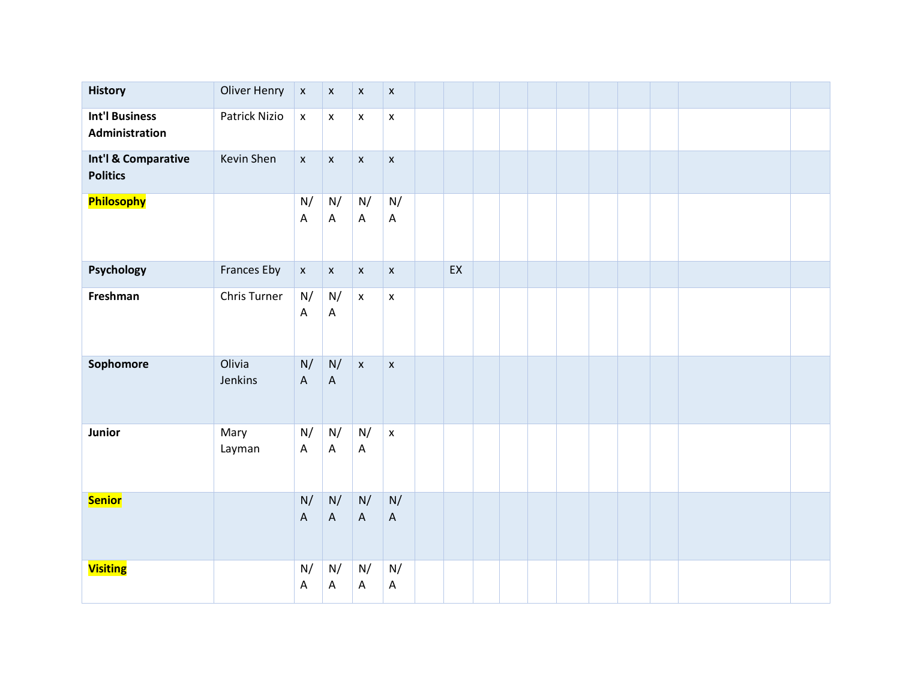| **History** | Oliver Henry | x | x | x | x | | | | | | | | | | | |
|---|---|---|---|---|---|---|---|---|---|---|---|---|---|---|---|---|
| **Int'l Business Administration** | Patrick Nizio | x | x | x | x | | | | | | | | | | | |
| **Int'l & Comparative Politics** | Kevin Shen | x | x | x | x | | | | | | | | | | | |
| **Philosophy** | | N/A | N/A | N/A | N/A | | | | | | | | | | | |
| **Psychology** | Frances Eby | x | x | x | x | | EX | | | | | | | | | |
| **Freshman** | Chris Turner | N/A | N/A | x | x | | | | | | | | | | | |
| **Sophomore** | Olivia Jenkins | N/A | N/A | x | x | | | | | | | | | | | |
| **Junior** | Mary Layman | N/A | N/A | N/A | x | | | | | | | | | | | |
| **Senior** | | N/A | N/A | N/A | N/A | | | | | | | | | | | |
| **Visiting** | | N/A | N/A | N/A | N/A | | | | | | | | | | | |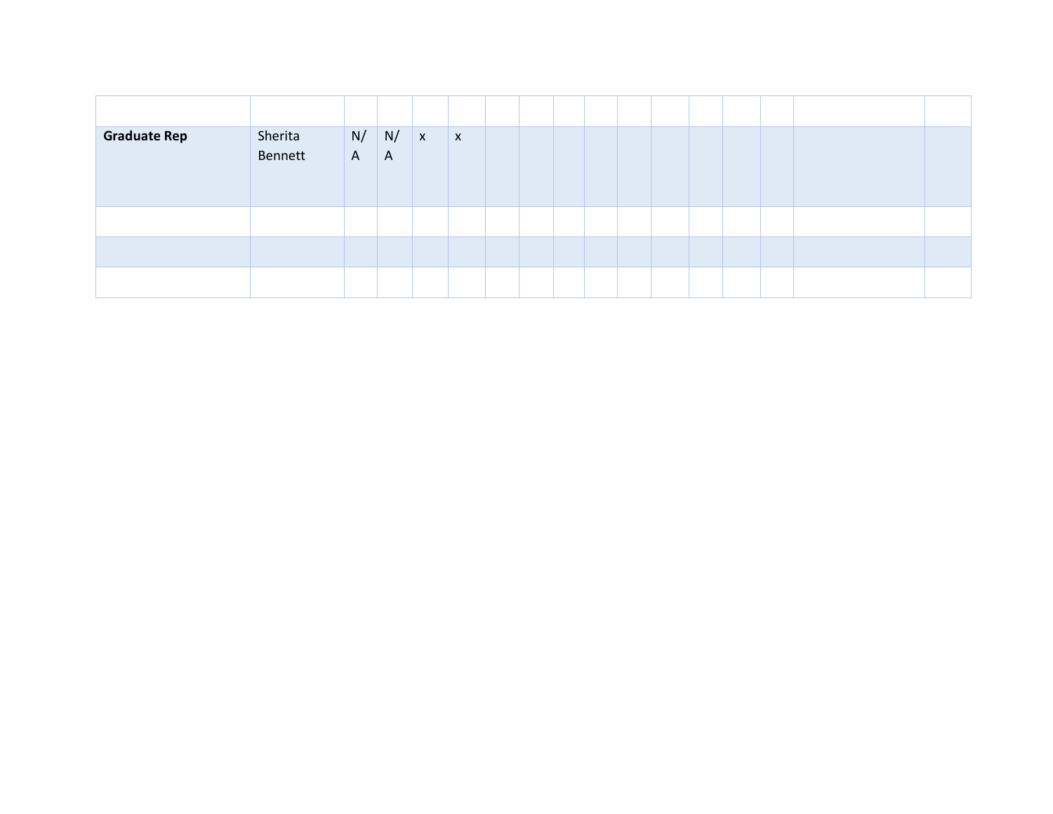| | | | | | | | | | | | | | | | | |
|---|---|---|---|---|---|---|---|---|---|---|---|---|---|---|---|---|
| | | | | | | | | | | | | | | | | |
| **Graduate Rep** | Sherita Bennett | N/A | N/A | x | x | | | | | | | | | | | |
| | | | | | | | | | | | | | | | | |
| | | | | | | | | | | | | | | | | |
| | | | | | | | | | | | | | | | | |